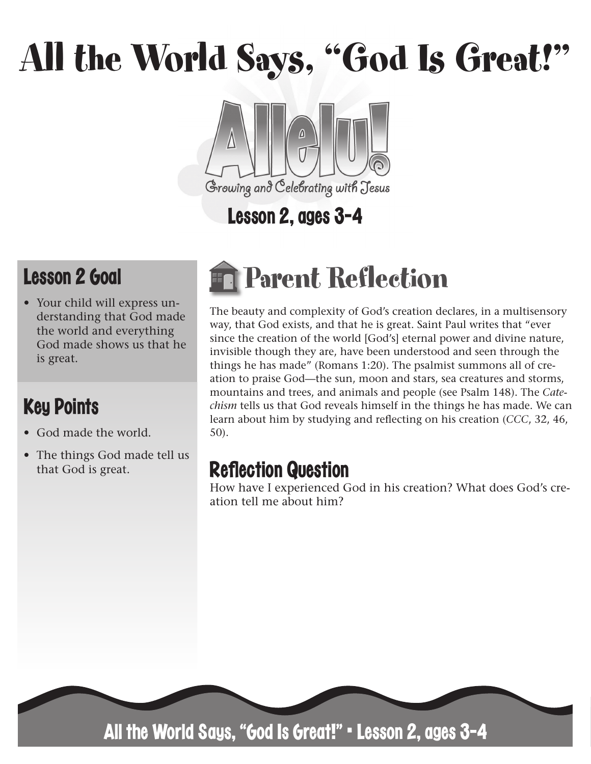# All the World Says, "God Is Great!"

Alleluia! Growing and Celebrating with Jesus

Lesson 2, ages 3-4

## Lesson 2 Goal

- Your child will express understanding that God made the world and everything God made shows us that he is great.

## Key Points

- God made the world.
- The things God made tell us that God is great.

## Parent Reflection

The beauty and complexity of God's creation declares, in a multisensory way, that God exists, and that he is great. Saint Paul writes that "ever since the creation of the world [God's] eternal power and divine nature, invisible though they are, have been understood and seen through the things he has made" (Romans 1:20). The psalmist summons all of creation to praise God—the sun, moon and stars, sea creatures and storms, mountains and trees, and animals and people (see Psalm 148). The *Catechism* tells us that God reveals himself in the things he has made. We can learn about him by studying and reflecting on his creation (*CCC*, 32, 46, 50).

### Reflection Question

How have I experienced God in his creation? What does God's creation tell me about him?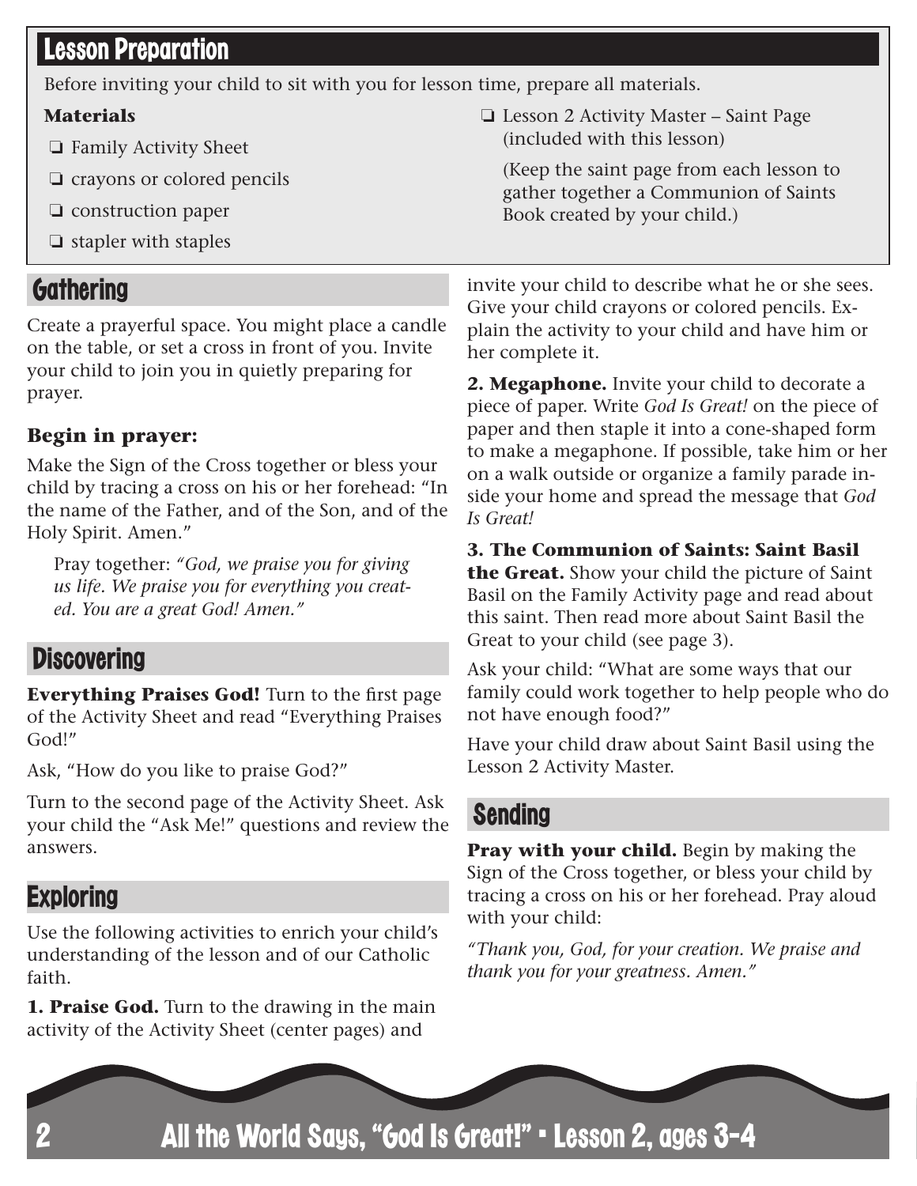## Lesson Preparation

Before inviting your child to sit with you for lesson time, prepare all materials.

**Materials**

- ❏ Family Activity Sheet
- ❏ crayons or colored pencils
- ❏ construction paper
- ❏ stapler with staples
- ❏ Lesson 2 Activity Master – Saint Page (included with this lesson)

  (Keep the saint page from each lesson to gather together a Communion of Saints Book created by your child.)

## Gathering

Create a prayerful space. You might place a candle on the table, or set a cross in front of you. Invite your child to join you in quietly preparing for prayer.

### Begin in prayer:

Make the Sign of the Cross together or bless your child by tracing a cross on his or her forehead: "In the name of the Father, and of the Son, and of the Holy Spirit. Amen."

> Pray together: *"God, we praise you for giving us life. We praise you for everything you created. You are a great God! Amen."*

## Discovering

**Everything Praises God!** Turn to the first page of the Activity Sheet and read "Everything Praises God!"

Ask, "How do you like to praise God?"

Turn to the second page of the Activity Sheet. Ask your child the "Ask Me!" questions and review the answers.

## Exploring

Use the following activities to enrich your child's understanding of the lesson and of our Catholic faith.

**1. Praise God.** Turn to the drawing in the main activity of the Activity Sheet (center pages) and invite your child to describe what he or she sees. Give your child crayons or colored pencils. Explain the activity to your child and have him or her complete it.

**2. Megaphone.** Invite your child to decorate a piece of paper. Write *God Is Great!* on the piece of paper and then staple it into a cone-shaped form to make a megaphone. If possible, take him or her on a walk outside or organize a family parade inside your home and spread the message that *God Is Great!*

**3. The Communion of Saints: Saint Basil the Great.** Show your child the picture of Saint Basil on the Family Activity page and read about this saint. Then read more about Saint Basil the Great to your child (see page 3).

Ask your child: "What are some ways that our family could work together to help people who do not have enough food?"

Have your child draw about Saint Basil using the Lesson 2 Activity Master.

## Sending

**Pray with your child.** Begin by making the Sign of the Cross together, or bless your child by tracing a cross on his or her forehead. Pray aloud with your child:

*"Thank you, God, for your creation. We praise and thank you for your greatness. Amen."*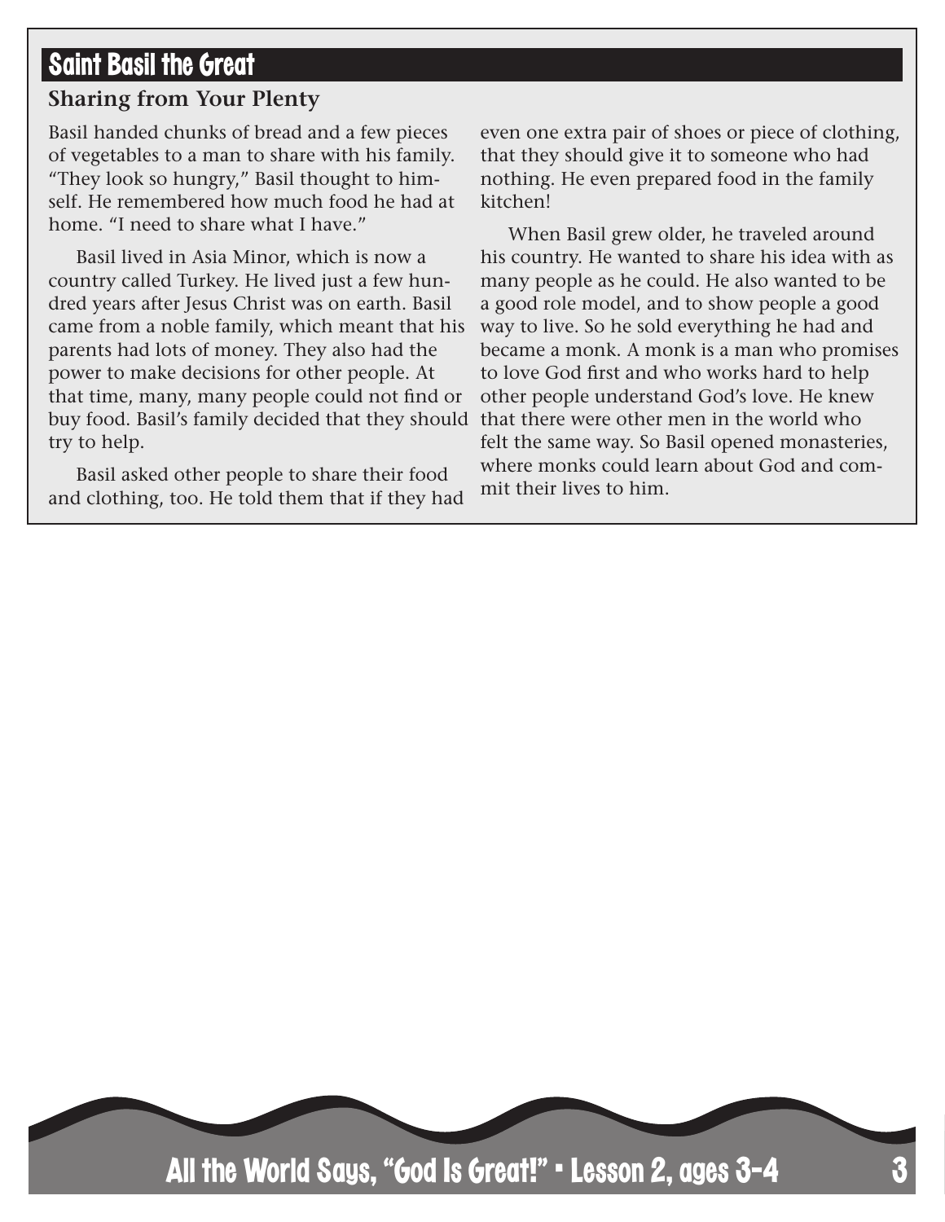## Saint Basil the Great

### Sharing from Your Plenty

Basil handed chunks of bread and a few pieces of vegetables to a man to share with his family. "They look so hungry," Basil thought to himself. He remembered how much food he had at home. "I need to share what I have."

Basil lived in Asia Minor, which is now a country called Turkey. He lived just a few hundred years after Jesus Christ was on earth. Basil came from a noble family, which meant that his parents had lots of money. They also had the power to make decisions for other people. At that time, many, many people could not find or buy food. Basil's family decided that they should try to help.

Basil asked other people to share their food and clothing, too. He told them that if they had even one extra pair of shoes or piece of clothing, that they should give it to someone who had nothing. He even prepared food in the family kitchen!

When Basil grew older, he traveled around his country. He wanted to share his idea with as many people as he could. He also wanted to be a good role model, and to show people a good way to live. So he sold everything he had and became a monk. A monk is a man who promises to love God first and who works hard to help other people understand God's love. He knew that there were other men in the world who felt the same way. So Basil opened monasteries, where monks could learn about God and commit their lives to him.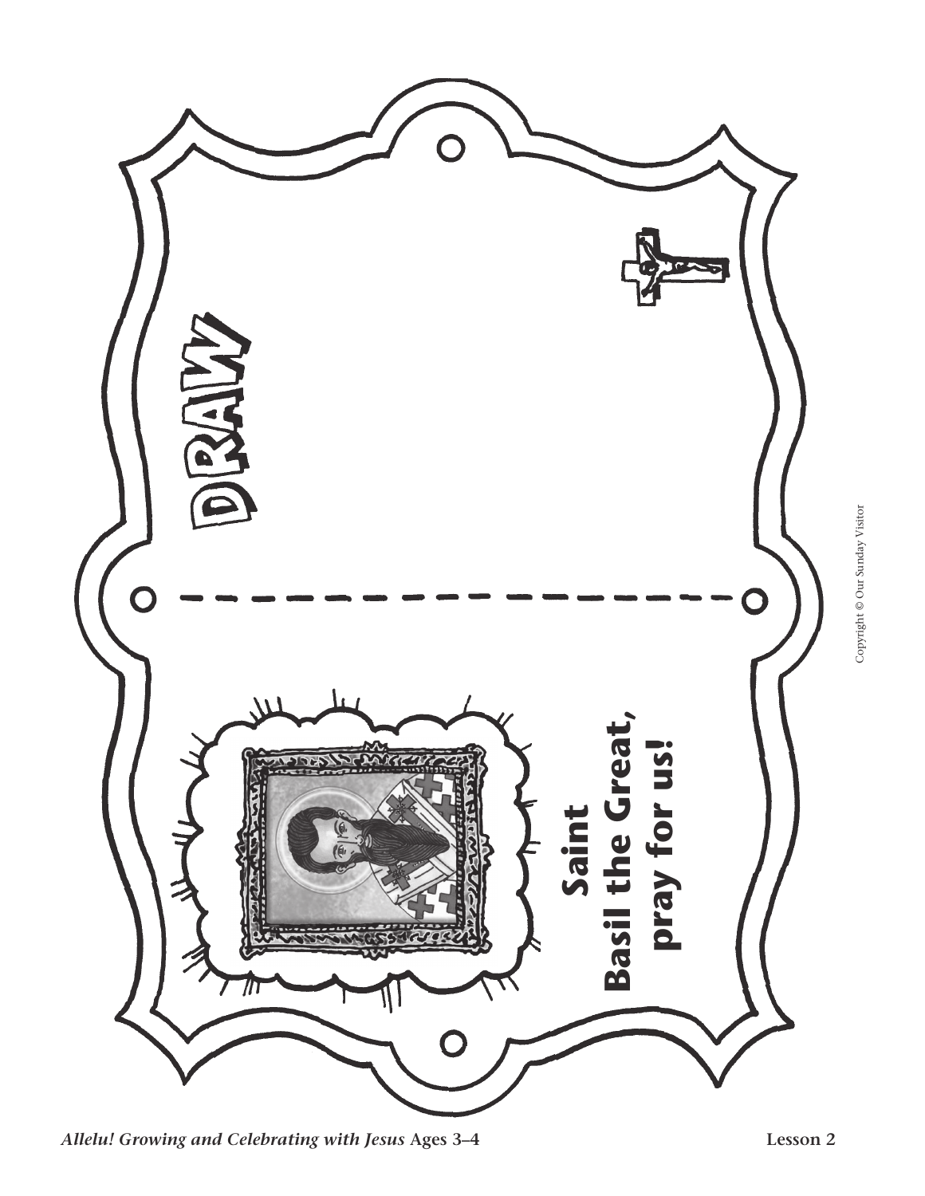DRAW

Saint
Basil the Great,
pray for us!

Copyright © Our Sunday Visitor